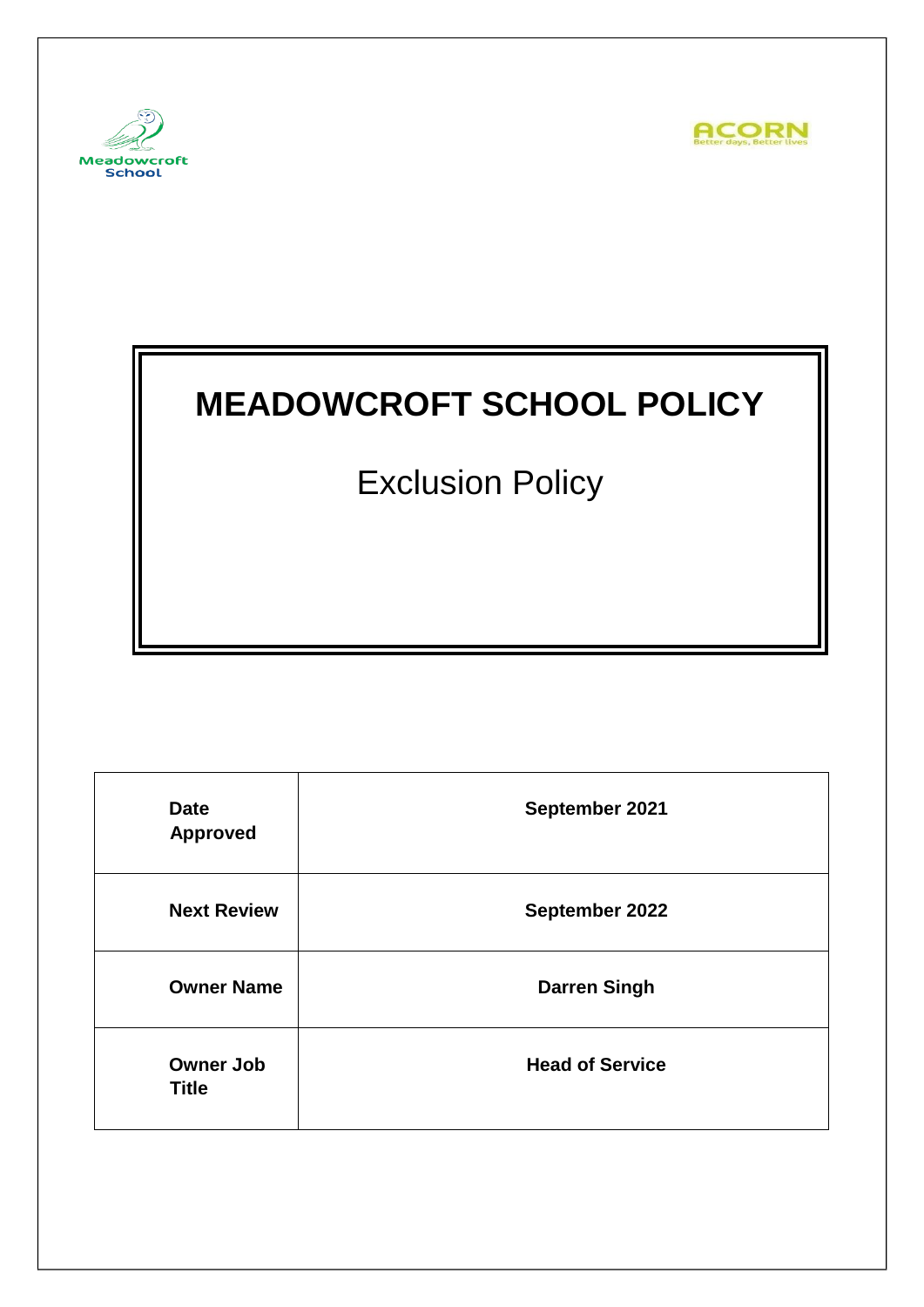Meadowcroft School

ACORN
Better days, Better lives

# MEADOWCROFT SCHOOL POLICY

## Exclusion Policy

| **Date Approved** | **September 2021** |
|---|---|
| **Next Review** | **September 2022** |
| **Owner Name** | **Darren Singh** |
| **Owner Job Title** | **Head of Service** |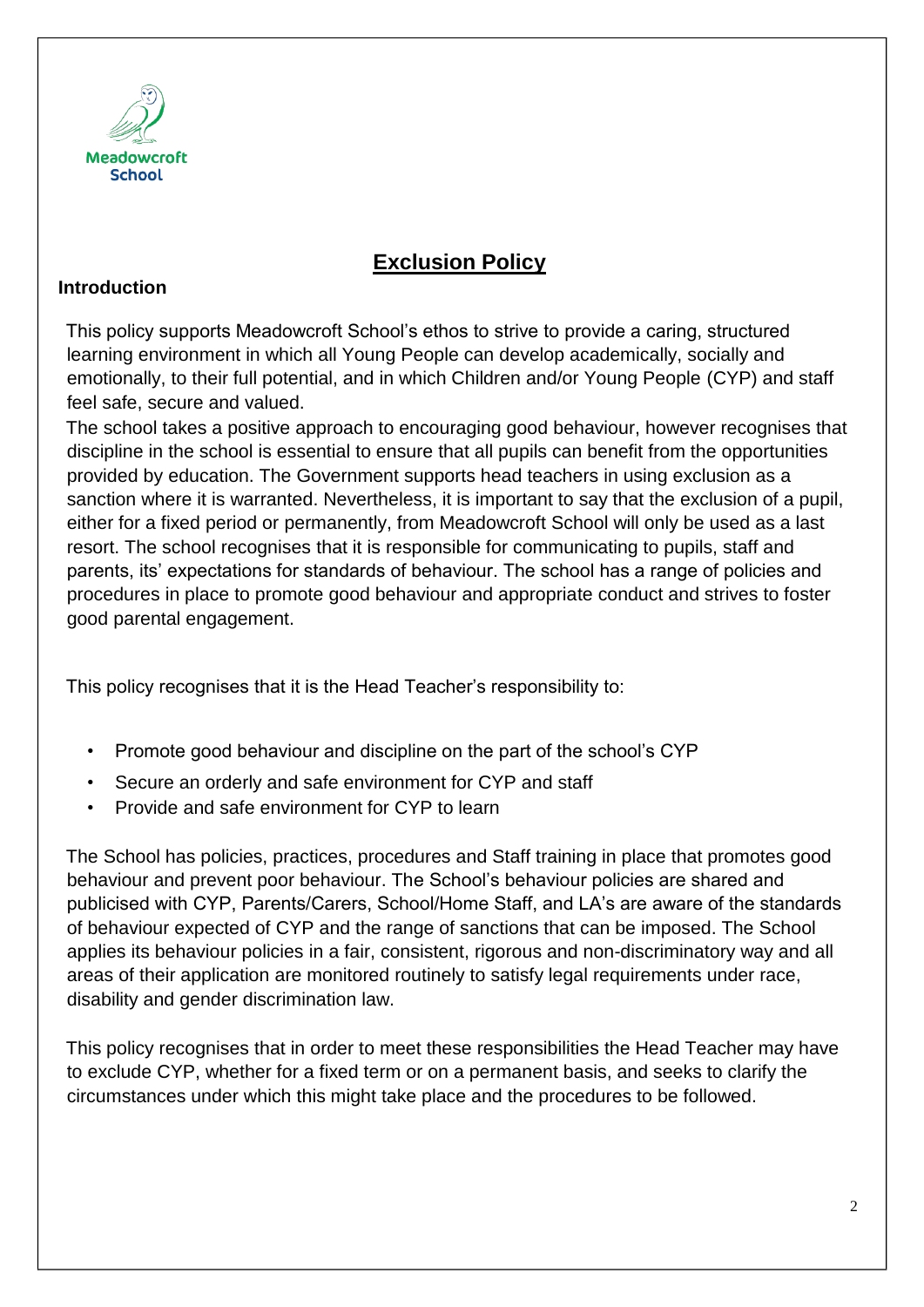Meadowcroft School

# Exclusion Policy

## Introduction

This policy supports Meadowcroft School's ethos to strive to provide a caring, structured learning environment in which all Young People can develop academically, socially and emotionally, to their full potential, and in which Children and/or Young People (CYP) and staff feel safe, secure and valued.

The school takes a positive approach to encouraging good behaviour, however recognises that discipline in the school is essential to ensure that all pupils can benefit from the opportunities provided by education. The Government supports head teachers in using exclusion as a sanction where it is warranted. Nevertheless, it is important to say that the exclusion of a pupil, either for a fixed period or permanently, from Meadowcroft School will only be used as a last resort. The school recognises that it is responsible for communicating to pupils, staff and parents, its' expectations for standards of behaviour. The school has a range of policies and procedures in place to promote good behaviour and appropriate conduct and strives to foster good parental engagement.

This policy recognises that it is the Head Teacher's responsibility to:

- Promote good behaviour and discipline on the part of the school's CYP
- Secure an orderly and safe environment for CYP and staff
- Provide and safe environment for CYP to learn

The School has policies, practices, procedures and Staff training in place that promotes good behaviour and prevent poor behaviour. The School's behaviour policies are shared and publicised with CYP, Parents/Carers, School/Home Staff, and LA's are aware of the standards of behaviour expected of CYP and the range of sanctions that can be imposed. The School applies its behaviour policies in a fair, consistent, rigorous and non-discriminatory way and all areas of their application are monitored routinely to satisfy legal requirements under race, disability and gender discrimination law.

This policy recognises that in order to meet these responsibilities the Head Teacher may have to exclude CYP, whether for a fixed term or on a permanent basis, and seeks to clarify the circumstances under which this might take place and the procedures to be followed.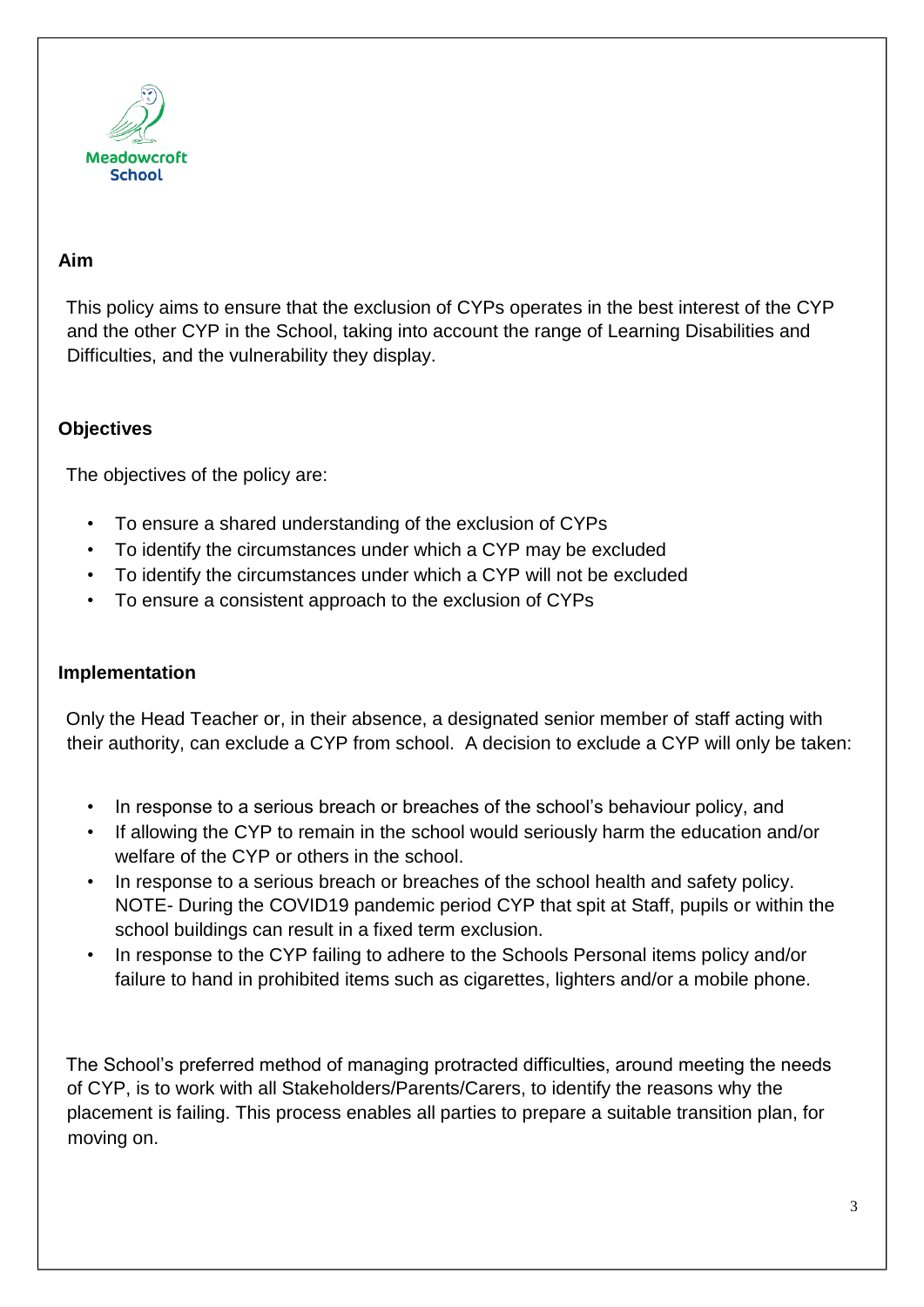Meadowcroft School

## Aim

This policy aims to ensure that the exclusion of CYPs operates in the best interest of the CYP and the other CYP in the School, taking into account the range of Learning Disabilities and Difficulties, and the vulnerability they display.

## Objectives

The objectives of the policy are:

- To ensure a shared understanding of the exclusion of CYPs
- To identify the circumstances under which a CYP may be excluded
- To identify the circumstances under which a CYP will not be excluded
- To ensure a consistent approach to the exclusion of CYPs

## Implementation

Only the Head Teacher or, in their absence, a designated senior member of staff acting with their authority, can exclude a CYP from school. A decision to exclude a CYP will only be taken:

- In response to a serious breach or breaches of the school's behaviour policy, and
- If allowing the CYP to remain in the school would seriously harm the education and/or welfare of the CYP or others in the school.
- In response to a serious breach or breaches of the school health and safety policy. NOTE- During the COVID19 pandemic period CYP that spit at Staff, pupils or within the school buildings can result in a fixed term exclusion.
- In response to the CYP failing to adhere to the Schools Personal items policy and/or failure to hand in prohibited items such as cigarettes, lighters and/or a mobile phone.

The School's preferred method of managing protracted difficulties, around meeting the needs of CYP, is to work with all Stakeholders/Parents/Carers, to identify the reasons why the placement is failing. This process enables all parties to prepare a suitable transition plan, for moving on.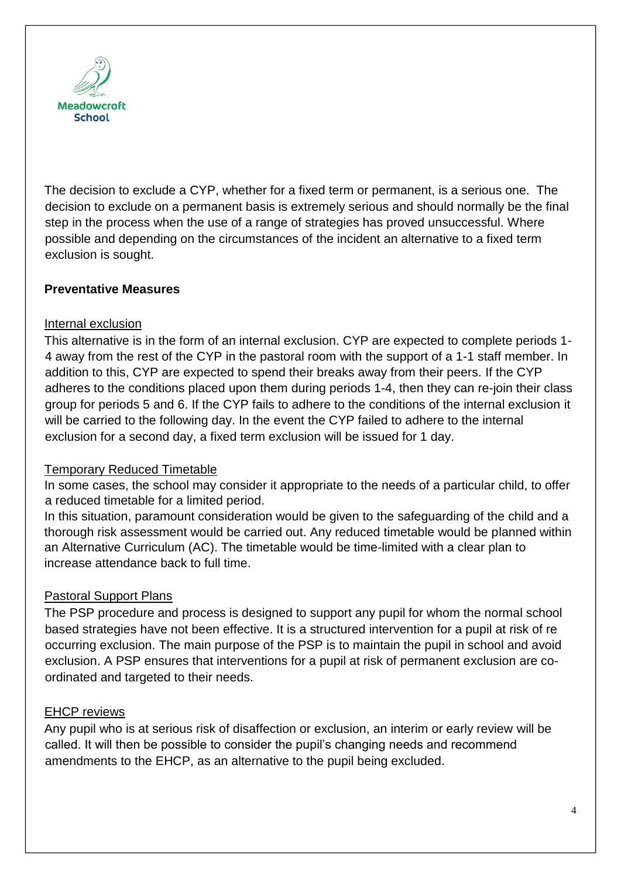The decision to exclude a CYP, whether for a fixed term or permanent, is a serious one. The decision to exclude on a permanent basis is extremely serious and should normally be the final step in the process when the use of a range of strategies has proved unsuccessful. Where possible and depending on the circumstances of the incident an alternative to a fixed term exclusion is sought.

**Preventative Measures**

<u>Internal exclusion</u>

This alternative is in the form of an internal exclusion. CYP are expected to complete periods 1-4 away from the rest of the CYP in the pastoral room with the support of a 1-1 staff member. In addition to this, CYP are expected to spend their breaks away from their peers. If the CYP adheres to the conditions placed upon them during periods 1-4, then they can re-join their class group for periods 5 and 6. If the CYP fails to adhere to the conditions of the internal exclusion it will be carried to the following day. In the event the CYP failed to adhere to the internal exclusion for a second day, a fixed term exclusion will be issued for 1 day.

<u>Temporary Reduced Timetable</u>

In some cases, the school may consider it appropriate to the needs of a particular child, to offer a reduced timetable for a limited period.

In this situation, paramount consideration would be given to the safeguarding of the child and a thorough risk assessment would be carried out. Any reduced timetable would be planned within an Alternative Curriculum (AC). The timetable would be time-limited with a clear plan to increase attendance back to full time.

<u>Pastoral Support Plans</u>

The PSP procedure and process is designed to support any pupil for whom the normal school based strategies have not been effective. It is a structured intervention for a pupil at risk of re occurring exclusion. The main purpose of the PSP is to maintain the pupil in school and avoid exclusion. A PSP ensures that interventions for a pupil at risk of permanent exclusion are co-ordinated and targeted to their needs.

<u>EHCP reviews</u>

Any pupil who is at serious risk of disaffection or exclusion, an interim or early review will be called. It will then be possible to consider the pupil's changing needs and recommend amendments to the EHCP, as an alternative to the pupil being excluded.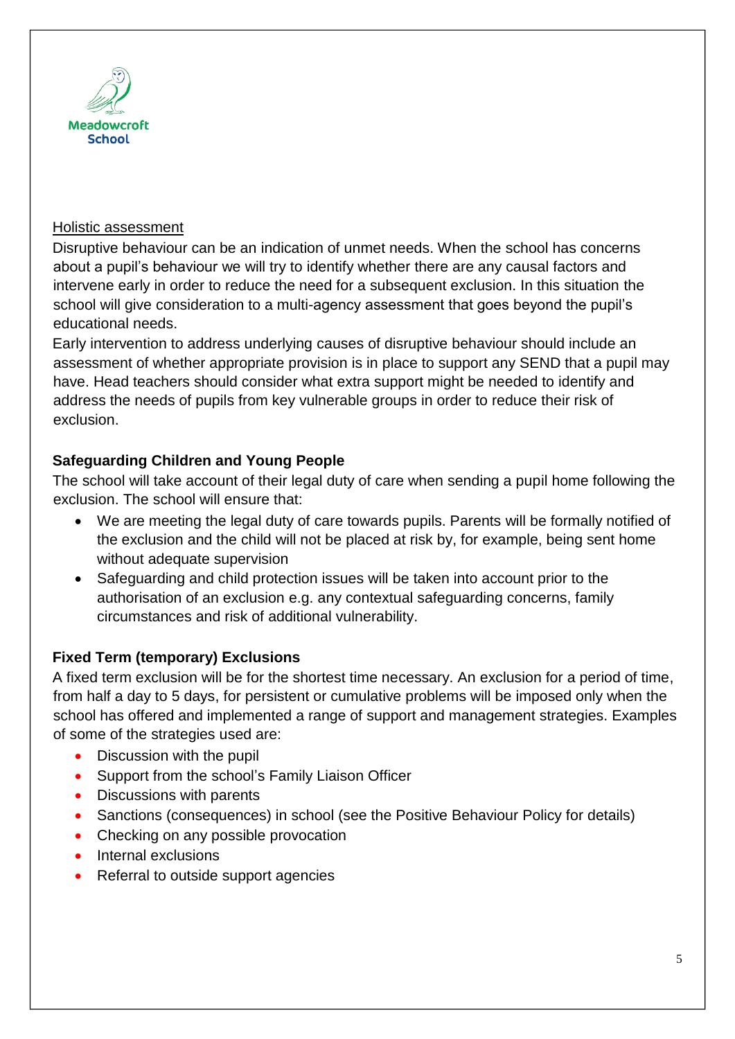Holistic assessment

Disruptive behaviour can be an indication of unmet needs. When the school has concerns about a pupil's behaviour we will try to identify whether there are any causal factors and intervene early in order to reduce the need for a subsequent exclusion. In this situation the school will give consideration to a multi-agency assessment that goes beyond the pupil's educational needs.

Early intervention to address underlying causes of disruptive behaviour should include an assessment of whether appropriate provision is in place to support any SEND that a pupil may have. Head teachers should consider what extra support might be needed to identify and address the needs of pupils from key vulnerable groups in order to reduce their risk of exclusion.

**Safeguarding Children and Young People**

The school will take account of their legal duty of care when sending a pupil home following the exclusion. The school will ensure that:

- We are meeting the legal duty of care towards pupils. Parents will be formally notified of the exclusion and the child will not be placed at risk by, for example, being sent home without adequate supervision
- Safeguarding and child protection issues will be taken into account prior to the authorisation of an exclusion e.g. any contextual safeguarding concerns, family circumstances and risk of additional vulnerability.

**Fixed Term (temporary) Exclusions**

A fixed term exclusion will be for the shortest time necessary. An exclusion for a period of time, from half a day to 5 days, for persistent or cumulative problems will be imposed only when the school has offered and implemented a range of support and management strategies. Examples of some of the strategies used are:

- Discussion with the pupil
- Support from the school's Family Liaison Officer
- Discussions with parents
- Sanctions (consequences) in school (see the Positive Behaviour Policy for details)
- Checking on any possible provocation
- Internal exclusions
- Referral to outside support agencies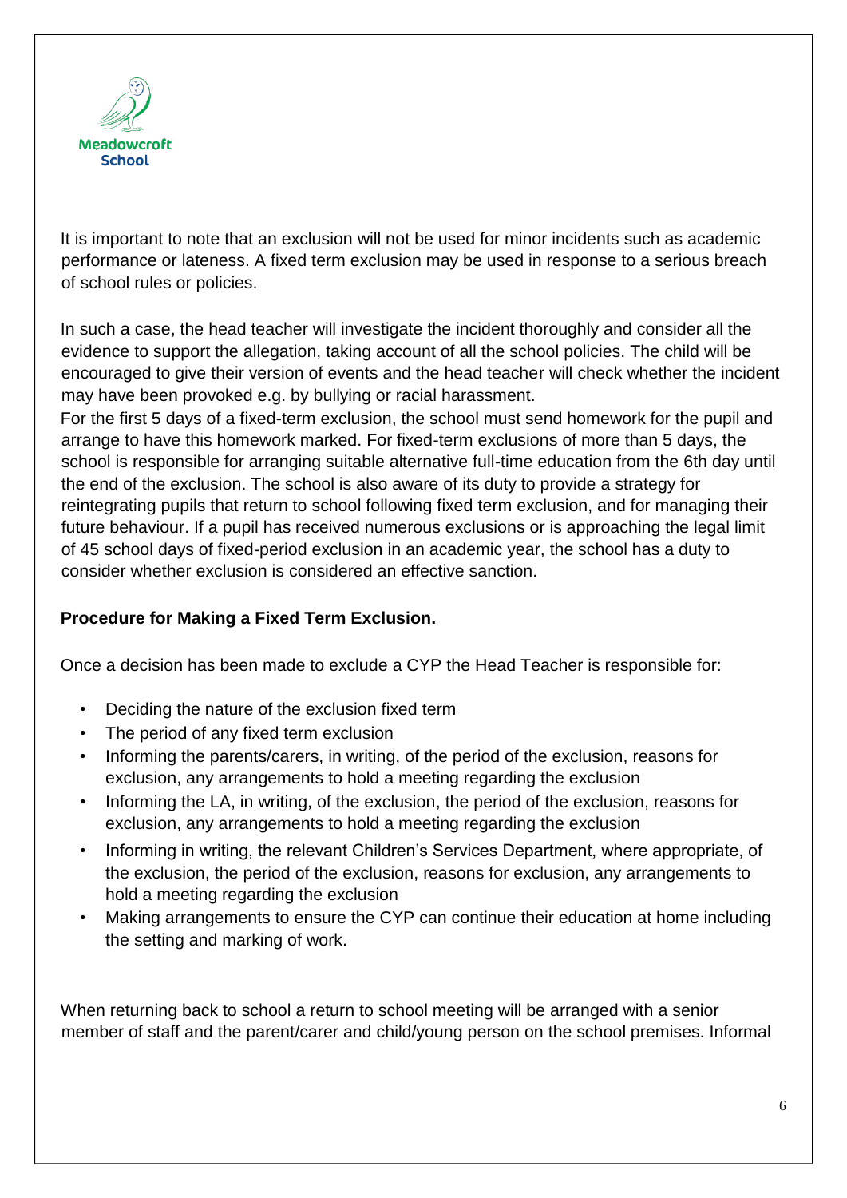It is important to note that an exclusion will not be used for minor incidents such as academic performance or lateness. A fixed term exclusion may be used in response to a serious breach of school rules or policies.

In such a case, the head teacher will investigate the incident thoroughly and consider all the evidence to support the allegation, taking account of all the school policies. The child will be encouraged to give their version of events and the head teacher will check whether the incident may have been provoked e.g. by bullying or racial harassment.
For the first 5 days of a fixed-term exclusion, the school must send homework for the pupil and arrange to have this homework marked. For fixed-term exclusions of more than 5 days, the school is responsible for arranging suitable alternative full-time education from the 6th day until the end of the exclusion. The school is also aware of its duty to provide a strategy for reintegrating pupils that return to school following fixed term exclusion, and for managing their future behaviour. If a pupil has received numerous exclusions or is approaching the legal limit of 45 school days of fixed-period exclusion in an academic year, the school has a duty to consider whether exclusion is considered an effective sanction.

**Procedure for Making a Fixed Term Exclusion.**

Once a decision has been made to exclude a CYP the Head Teacher is responsible for:

- Deciding the nature of the exclusion fixed term
- The period of any fixed term exclusion
- Informing the parents/carers, in writing, of the period of the exclusion, reasons for exclusion, any arrangements to hold a meeting regarding the exclusion
- Informing the LA, in writing, of the exclusion, the period of the exclusion, reasons for exclusion, any arrangements to hold a meeting regarding the exclusion
- Informing in writing, the relevant Children's Services Department, where appropriate, of the exclusion, the period of the exclusion, reasons for exclusion, any arrangements to hold a meeting regarding the exclusion
- Making arrangements to ensure the CYP can continue their education at home including the setting and marking of work.

When returning back to school a return to school meeting will be arranged with a senior member of staff and the parent/carer and child/young person on the school premises. Informal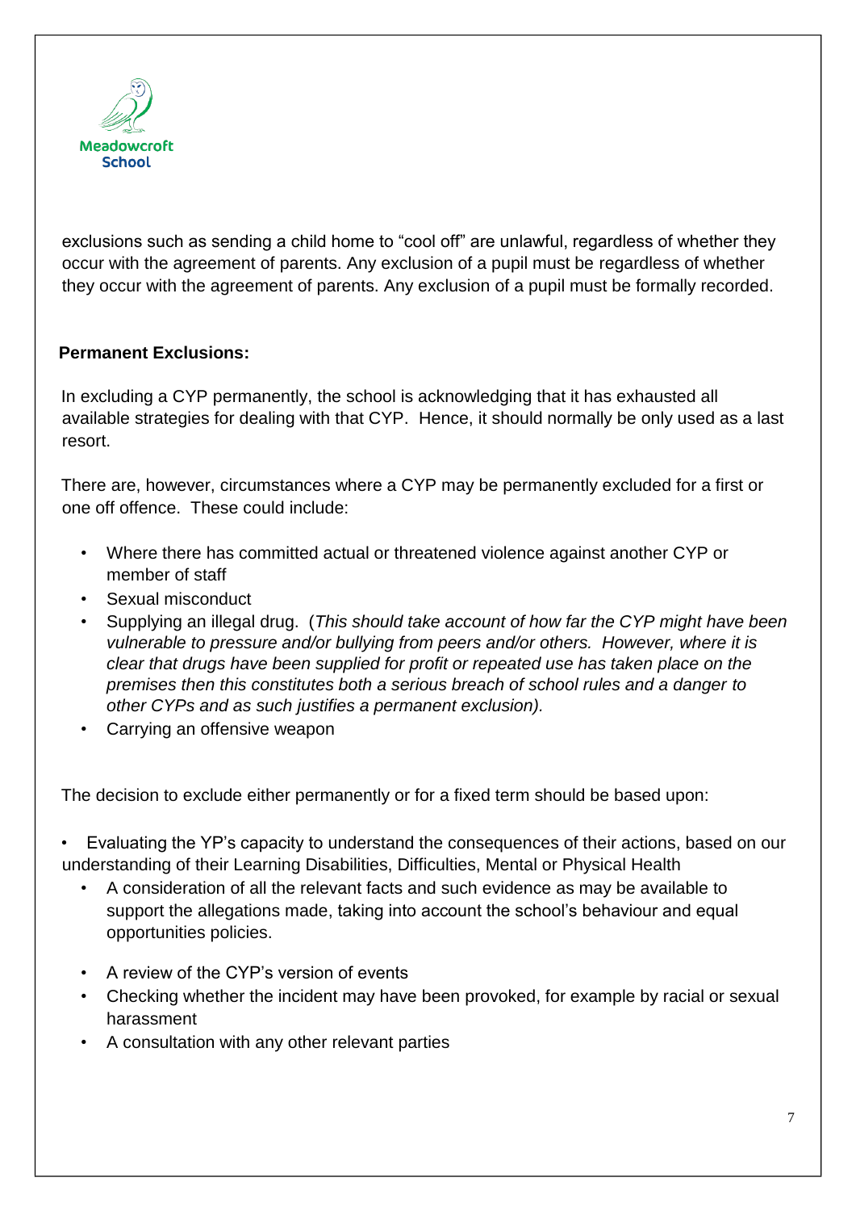exclusions such as sending a child home to "cool off" are unlawful, regardless of whether they occur with the agreement of parents. Any exclusion of a pupil must be regardless of whether they occur with the agreement of parents. Any exclusion of a pupil must be formally recorded.

**Permanent Exclusions:**

In excluding a CYP permanently, the school is acknowledging that it has exhausted all available strategies for dealing with that CYP. Hence, it should normally be only used as a last resort.

There are, however, circumstances where a CYP may be permanently excluded for a first or one off offence. These could include:

- Where there has committed actual or threatened violence against another CYP or member of staff
- Sexual misconduct
- Supplying an illegal drug. (*This should take account of how far the CYP might have been vulnerable to pressure and/or bullying from peers and/or others. However, where it is clear that drugs have been supplied for profit or repeated use has taken place on the premises then this constitutes both a serious breach of school rules and a danger to other CYPs and as such justifies a permanent exclusion).*
- Carrying an offensive weapon

The decision to exclude either permanently or for a fixed term should be based upon:

- Evaluating the YP's capacity to understand the consequences of their actions, based on our understanding of their Learning Disabilities, Difficulties, Mental or Physical Health
- A consideration of all the relevant facts and such evidence as may be available to support the allegations made, taking into account the school's behaviour and equal opportunities policies.
- A review of the CYP's version of events
- Checking whether the incident may have been provoked, for example by racial or sexual harassment
- A consultation with any other relevant parties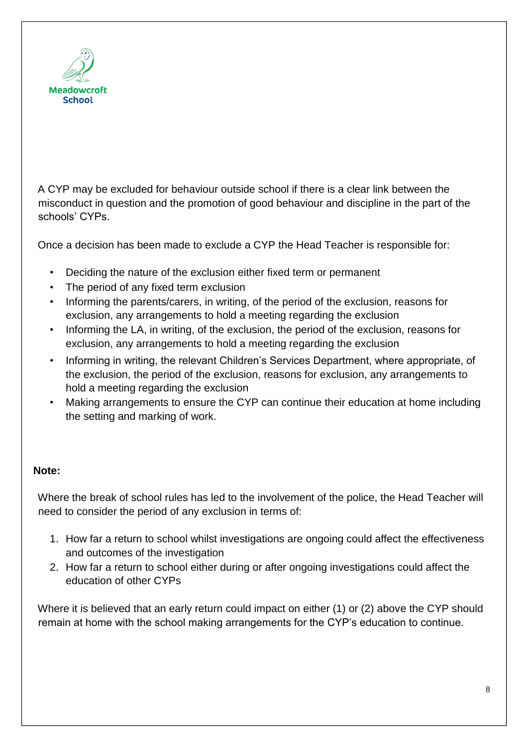A CYP may be excluded for behaviour outside school if there is a clear link between the misconduct in question and the promotion of good behaviour and discipline in the part of the schools' CYPs.

Once a decision has been made to exclude a CYP the Head Teacher is responsible for:

- Deciding the nature of the exclusion either fixed term or permanent
- The period of any fixed term exclusion
- Informing the parents/carers, in writing, of the period of the exclusion, reasons for exclusion, any arrangements to hold a meeting regarding the exclusion
- Informing the LA, in writing, of the exclusion, the period of the exclusion, reasons for exclusion, any arrangements to hold a meeting regarding the exclusion
- Informing in writing, the relevant Children's Services Department, where appropriate, of the exclusion, the period of the exclusion, reasons for exclusion, any arrangements to hold a meeting regarding the exclusion
- Making arrangements to ensure the CYP can continue their education at home including the setting and marking of work.

**Note:**

Where the break of school rules has led to the involvement of the police, the Head Teacher will need to consider the period of any exclusion in terms of:

1. How far a return to school whilst investigations are ongoing could affect the effectiveness and outcomes of the investigation
2. How far a return to school either during or after ongoing investigations could affect the education of other CYPs

Where it is believed that an early return could impact on either (1) or (2) above the CYP should remain at home with the school making arrangements for the CYP's education to continue.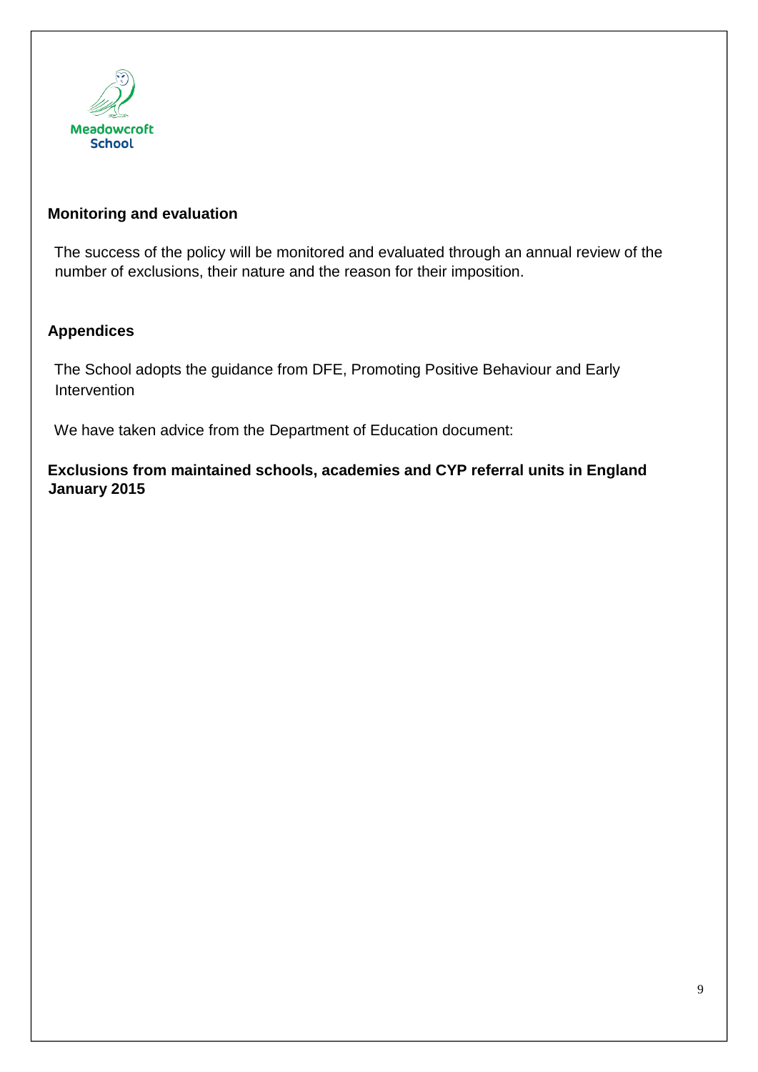Meadowcroft School

## Monitoring and evaluation

The success of the policy will be monitored and evaluated through an annual review of the number of exclusions, their nature and the reason for their imposition.

## Appendices

The School adopts the guidance from DFE, Promoting Positive Behaviour and Early Intervention

We have taken advice from the Department of Education document:

**Exclusions from maintained schools, academies and CYP referral units in England January 2015**